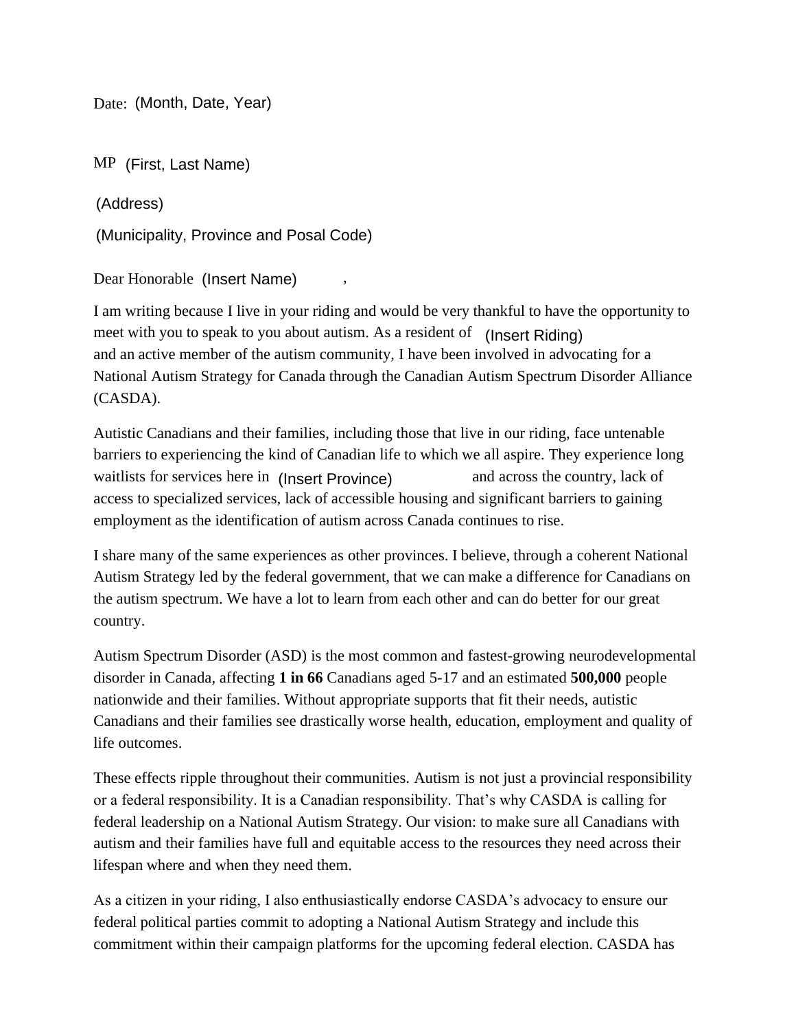Date: (Month, Date, Year)

MP (First, Last Name)

(Address)

(Municipality, Province and Posal Code)

Dear Honorable (Insert Name) ,

I am writing because I live in your riding and would be very thankful to have the opportunity to meet with you to speak to you about autism. As a resident of (Insert Riding) and an active member of the autism community, I have been involved in advocating for a National Autism Strategy for Canada through the Canadian Autism Spectrum Disorder Alliance (CASDA).

Autistic Canadians and their families, including those that live in our riding, face untenable barriers to experiencing the kind of Canadian life to which we all aspire. They experience long waitlists for services here in (Insert Province) and across the country, lack of access to specialized services, lack of accessible housing and significant barriers to gaining employment as the identification of autism across Canada continues to rise.

I share many of the same experiences as other provinces. I believe, through a coherent National Autism Strategy led by the federal government, that we can make a difference for Canadians on the autism spectrum. We have a lot to learn from each other and can do better for our great country.

Autism Spectrum Disorder (ASD) is the most common and fastest-growing neurodevelopmental disorder in Canada, affecting **1 in 66** Canadians aged 5-17 and an estimated **500,000** people nationwide and their families. Without appropriate supports that fit their needs, autistic Canadians and their families see drastically worse health, education, employment and quality of life outcomes.

These effects ripple throughout their communities. Autism is not just a provincial responsibility or a federal responsibility. It is a Canadian responsibility. That's why CASDA is calling for federal leadership on a National Autism Strategy. Our vision: to make sure all Canadians with autism and their families have full and equitable access to the resources they need across their lifespan where and when they need them.

As a citizen in your riding, I also enthusiastically endorse CASDA's advocacy to ensure our federal political parties commit to adopting a National Autism Strategy and include this commitment within their campaign platforms for the upcoming federal election. CASDA has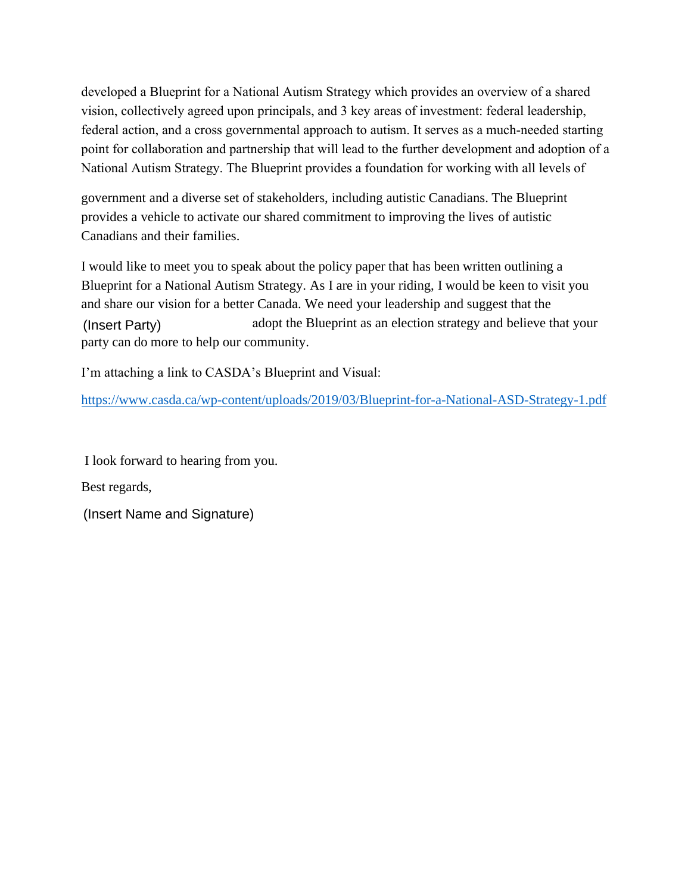developed a Blueprint for a National Autism Strategy which provides an overview of a shared vision, collectively agreed upon principals, and 3 key areas of investment: federal leadership, federal action, and a cross governmental approach to autism. It serves as a much-needed starting point for collaboration and partnership that will lead to the further development and adoption of a National Autism Strategy. The Blueprint provides a foundation for working with all levels of government and a diverse set of stakeholders, including autistic Canadians. The Blueprint provides a vehicle to activate our shared commitment to improving the lives of autistic Canadians and their families.

I would like to meet you to speak about the policy paper that has been written outlining a Blueprint for a National Autism Strategy. As I are in your riding, I would be keen to visit you and share our vision for a better Canada. We need your leadership and suggest that the (Insert Party) adopt the Blueprint as an election strategy and believe that your party can do more to help our community.

I'm attaching a link to CASDA's Blueprint and Visual:

https://www.casda.ca/wp-content/uploads/2019/03/Blueprint-for-a-National-ASD-Strategy-1.pdf

I look forward to hearing from you.

Best regards,

(Insert Name and Signature)